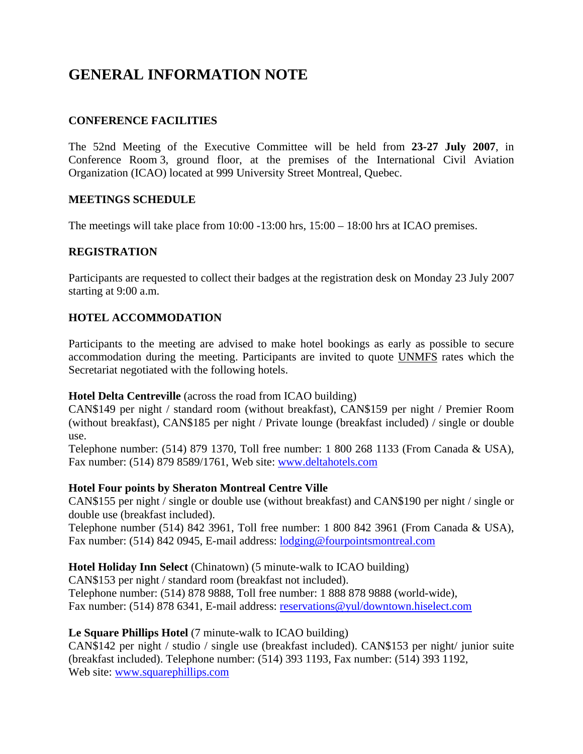# GENERAL INFORMATION NOTE

## CONFERENCE FACILITIES

The 52nd Meeting of the Executive Committee will be held from **23-27 July 2007**, in Conference Room 3, ground floor, at the premises of the International Civil Aviation Organization (ICAO) located at 999 University Street Montreal, Quebec.

## MEETINGS SCHEDULE

The meetings will take place from 10:00 -13:00 hrs, 15:00 – 18:00 hrs at ICAO premises.

## REGISTRATION

Participants are requested to collect their badges at the registration desk on Monday 23 July 2007 starting at 9:00 a.m.

## HOTEL ACCOMMODATION

Participants to the meeting are advised to make hotel bookings as early as possible to secure accommodation during the meeting. Participants are invited to quote UNMFS rates which the Secretariat negotiated with the following hotels.

**Hotel Delta Centreville** (across the road from ICAO building)
CAN$149 per night / standard room (without breakfast), CAN$159 per night / Premier Room (without breakfast), CAN$185 per night / Private lounge (breakfast included) / single or double use.
Telephone number: (514) 879 1370, Toll free number: 1 800 268 1133 (From Canada & USA), Fax number: (514) 879 8589/1761, Web site: www.deltahotels.com

**Hotel Four points by Sheraton Montreal Centre Ville**
CAN$155 per night / single or double use (without breakfast) and CAN$190 per night / single or double use (breakfast included).
Telephone number (514) 842 3961, Toll free number: 1 800 842 3961 (From Canada & USA), Fax number: (514) 842 0945, E-mail address: lodging@fourpointsmontreal.com

**Hotel Holiday Inn Select** (Chinatown) (5 minute-walk to ICAO building)
CAN$153 per night / standard room (breakfast not included).
Telephone number: (514) 878 9888, Toll free number: 1 888 878 9888 (world-wide),
Fax number: (514) 878 6341, E-mail address: reservations@yul/downtown.hiselect.com

**Le Square Phillips Hotel** (7 minute-walk to ICAO building)
CAN$142 per night / studio / single use (breakfast included). CAN$153 per night/ junior suite (breakfast included). Telephone number: (514) 393 1193, Fax number: (514) 393 1192,
Web site: www.squarephillips.com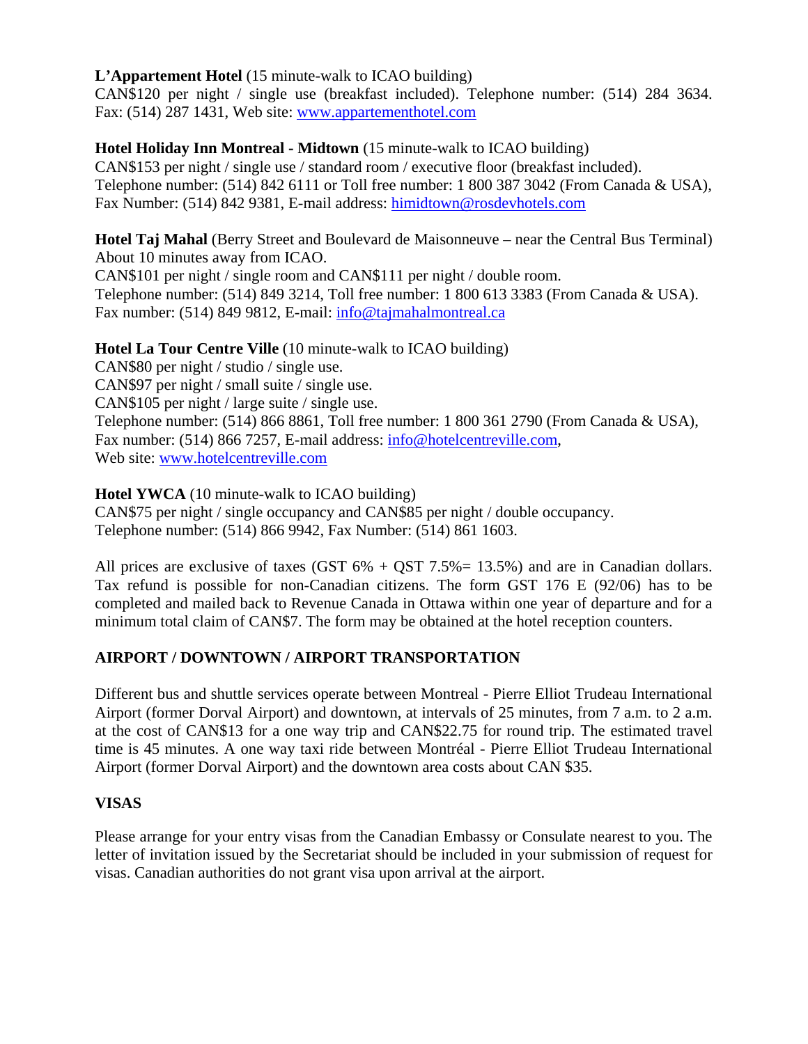**L'Appartement Hotel** (15 minute-walk to ICAO building)
CAN$120 per night / single use (breakfast included). Telephone number: (514) 284 3634. Fax: (514) 287 1431, Web site: www.appartementhotel.com

**Hotel Holiday Inn Montreal - Midtown** (15 minute-walk to ICAO building)
CAN$153 per night / single use / standard room / executive floor (breakfast included).
Telephone number: (514) 842 6111 or Toll free number: 1 800 387 3042 (From Canada & USA), Fax Number: (514) 842 9381, E-mail address: himidtown@rosdevhotels.com

**Hotel Taj Mahal** (Berry Street and Boulevard de Maisonneuve – near the Central Bus Terminal) About 10 minutes away from ICAO.
CAN$101 per night / single room and CAN$111 per night / double room.
Telephone number: (514) 849 3214, Toll free number: 1 800 613 3383 (From Canada & USA). Fax number: (514) 849 9812, E-mail: info@tajmahalmontreal.ca

**Hotel La Tour Centre Ville** (10 minute-walk to ICAO building)
CAN$80 per night / studio / single use.
CAN$97 per night / small suite / single use.
CAN$105 per night / large suite / single use.
Telephone number: (514) 866 8861, Toll free number: 1 800 361 2790 (From Canada & USA), Fax number: (514) 866 7257, E-mail address: info@hotelcentreville.com,
Web site: www.hotelcentreville.com

**Hotel YWCA** (10 minute-walk to ICAO building)
CAN$75 per night / single occupancy and CAN$85 per night / double occupancy.
Telephone number: (514) 866 9942, Fax Number: (514) 861 1603.

All prices are exclusive of taxes (GST 6% + QST 7.5%= 13.5%) and are in Canadian dollars. Tax refund is possible for non-Canadian citizens. The form GST 176 E (92/06) has to be completed and mailed back to Revenue Canada in Ottawa within one year of departure and for a minimum total claim of CAN$7. The form may be obtained at the hotel reception counters.

## AIRPORT / DOWNTOWN / AIRPORT TRANSPORTATION

Different bus and shuttle services operate between Montreal - Pierre Elliot Trudeau International Airport (former Dorval Airport) and downtown, at intervals of 25 minutes, from 7 a.m. to 2 a.m. at the cost of CAN$13 for a one way trip and CAN$22.75 for round trip. The estimated travel time is 45 minutes. A one way taxi ride between Montréal - Pierre Elliot Trudeau International Airport (former Dorval Airport) and the downtown area costs about CAN $35.

## VISAS

Please arrange for your entry visas from the Canadian Embassy or Consulate nearest to you. The letter of invitation issued by the Secretariat should be included in your submission of request for visas. Canadian authorities do not grant visa upon arrival at the airport.